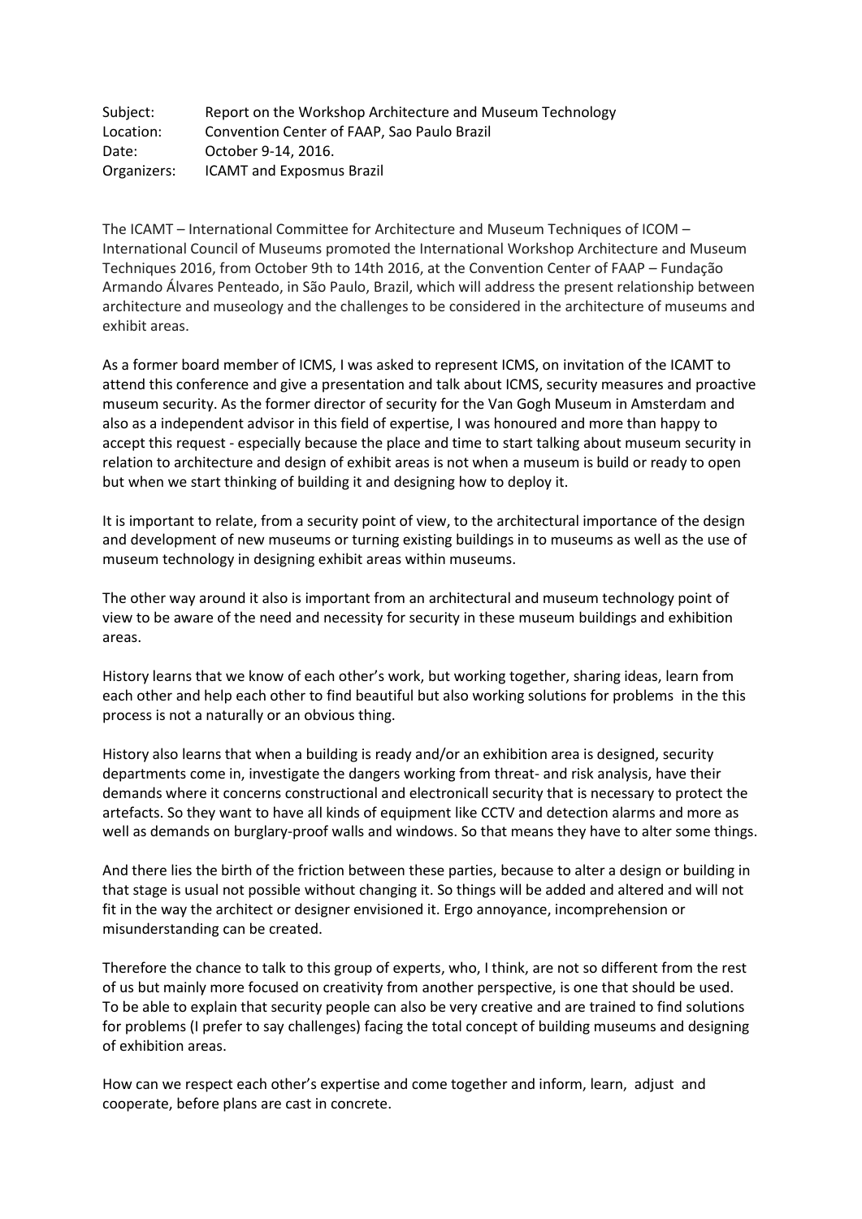Subject: Report on the Workshop Architecture and Museum Technology
Location: Convention Center of FAAP, Sao Paulo Brazil
Date: October 9-14, 2016.
Organizers: ICAMT and Exposmus Brazil

The ICAMT – International Committee for Architecture and Museum Techniques of ICOM – International Council of Museums promoted the International Workshop Architecture and Museum Techniques 2016, from October 9th to 14th 2016, at the Convention Center of FAAP – Fundação Armando Álvares Penteado, in São Paulo, Brazil, which will address the present relationship between architecture and museology and the challenges to be considered in the architecture of museums and exhibit areas.

As a former board member of ICMS, I was asked to represent ICMS, on invitation of the ICAMT to attend this conference and give a presentation and talk about ICMS, security measures and proactive museum security. As the former director of security for the Van Gogh Museum in Amsterdam and also as a independent advisor in this field of expertise, I was honoured and more than happy to accept this request - especially because the place and time to start talking about museum security in relation to architecture and design of exhibit areas is not when a museum is build or ready to open but when we start thinking of building it and designing how to deploy it.

It is important to relate, from a security point of view, to the architectural importance of the design and development of new museums or turning existing buildings in to museums as well as the use of museum technology in designing exhibit areas within museums.

The other way around it also is important from an architectural and museum technology point of view to be aware of the need and necessity for security in these museum buildings and exhibition areas.

History learns that we know of each other's work, but working together, sharing ideas, learn from each other and help each other to find beautiful but also working solutions for problems in the this process is not a naturally or an obvious thing.

History also learns that when a building is ready and/or an exhibition area is designed, security departments come in, investigate the dangers working from threat- and risk analysis, have their demands where it concerns constructional and electronicall security that is necessary to protect the artefacts. So they want to have all kinds of equipment like CCTV and detection alarms and more as well as demands on burglary-proof walls and windows. So that means they have to alter some things.

And there lies the birth of the friction between these parties, because to alter a design or building in that stage is usual not possible without changing it. So things will be added and altered and will not fit in the way the architect or designer envisioned it. Ergo annoyance, incomprehension or misunderstanding can be created.

Therefore the chance to talk to this group of experts, who, I think, are not so different from the rest of us but mainly more focused on creativity from another perspective, is one that should be used. To be able to explain that security people can also be very creative and are trained to find solutions for problems (I prefer to say challenges) facing the total concept of building museums and designing of exhibition areas.

How can we respect each other's expertise and come together and inform, learn, adjust and cooperate, before plans are cast in concrete.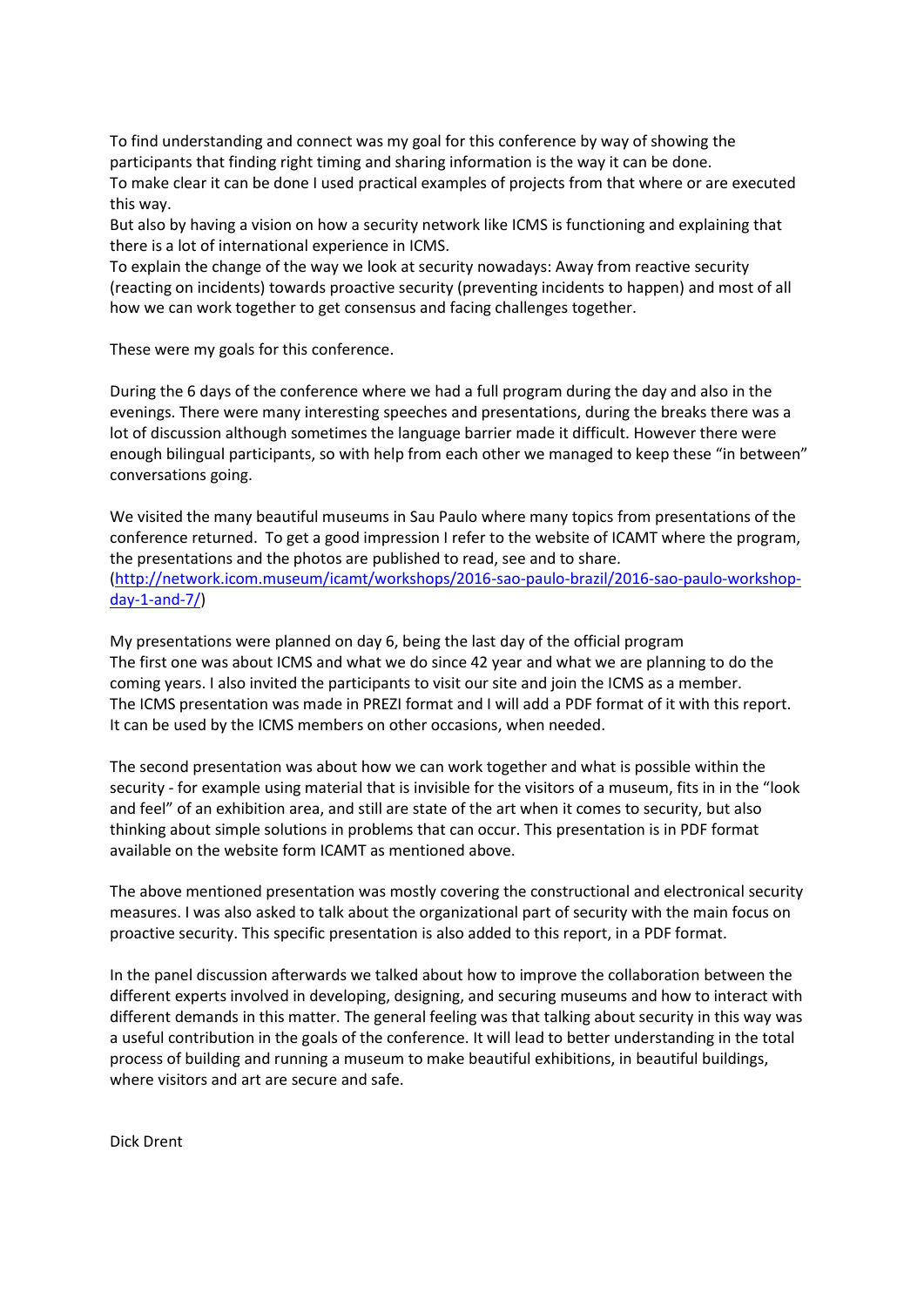To find understanding and connect was my goal for this conference by way of showing the participants that finding right timing and sharing information is the way it can be done.
To make clear it can be done I used practical examples of projects from that where or are executed this way.
But also by having a vision on how a security network like ICMS is functioning and explaining that there is a lot of international experience in ICMS.
To explain the change of the way we look at security nowadays: Away from reactive security (reacting on incidents) towards proactive security (preventing incidents to happen) and most of all how we can work together to get consensus and facing challenges together.

These were my goals for this conference.

During the 6 days of the conference where we had a full program during the day and also in the evenings. There were many interesting speeches and presentations, during the breaks there was a lot of discussion although sometimes the language barrier made it difficult. However there were enough bilingual participants, so with help from each other we managed to keep these "in between" conversations going.

We visited the many beautiful museums in Sau Paulo where many topics from presentations of the conference returned. To get a good impression I refer to the website of ICAMT where the program, the presentations and the photos are published to read, see and to share. (http://network.icom.museum/icamt/workshops/2016-sao-paulo-brazil/2016-sao-paulo-workshop-day-1-and-7/)

My presentations were planned on day 6, being the last day of the official program
The first one was about ICMS and what we do since 42 year and what we are planning to do the coming years. I also invited the participants to visit our site and join the ICMS as a member.
The ICMS presentation was made in PREZI format and I will add a PDF format of it with this report. It can be used by the ICMS members on other occasions, when needed.

The second presentation was about how we can work together and what is possible within the security - for example using material that is invisible for the visitors of a museum, fits in in the "look and feel" of an exhibition area, and still are state of the art when it comes to security, but also thinking about simple solutions in problems that can occur. This presentation is in PDF format available on the website form ICAMT as mentioned above.

The above mentioned presentation was mostly covering the constructional and electronical security measures. I was also asked to talk about the organizational part of security with the main focus on proactive security. This specific presentation is also added to this report, in a PDF format.

In the panel discussion afterwards we talked about how to improve the collaboration between the different experts involved in developing, designing, and securing museums and how to interact with different demands in this matter. The general feeling was that talking about security in this way was a useful contribution in the goals of the conference. It will lead to better understanding in the total process of building and running a museum to make beautiful exhibitions, in beautiful buildings, where visitors and art are secure and safe.

Dick Drent